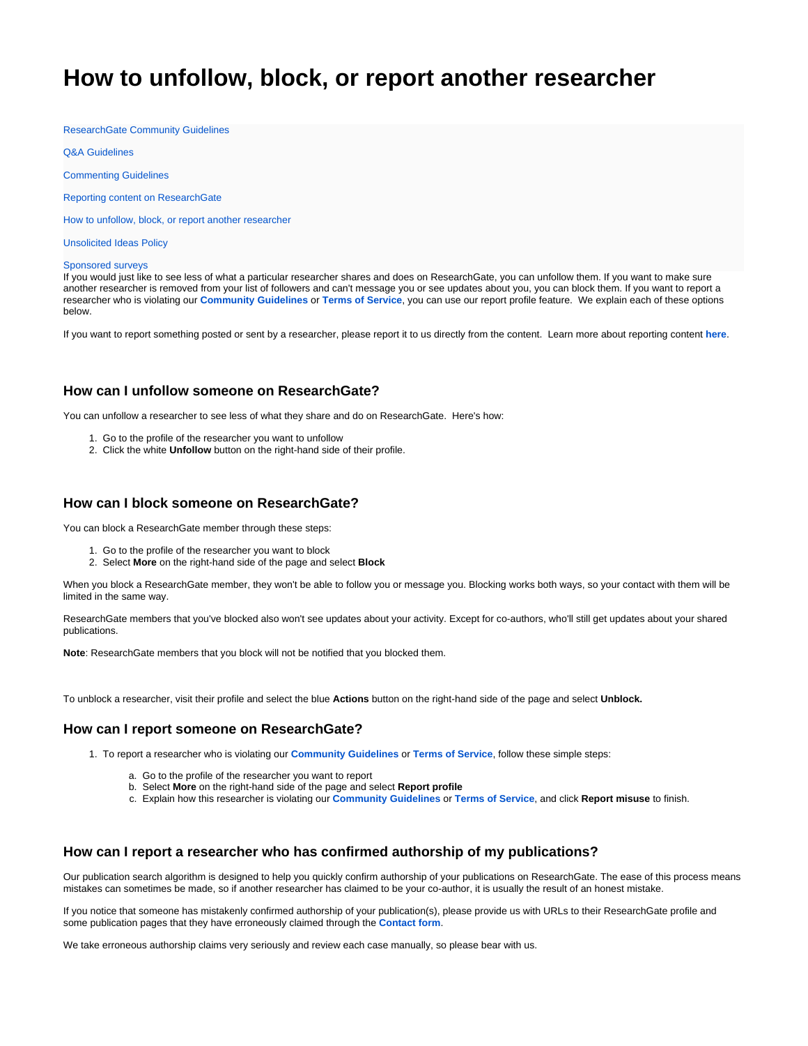# How to unfollow, block, or report another researcher

ResearchGate Community Guidelines

Q&A Guidelines

Commenting Guidelines

Reporting content on ResearchGate

How to unfollow, block, or report another researcher

Unsolicited Ideas Policy

Sponsored surveys

If you would just like to see less of what a particular researcher shares and does on ResearchGate, you can unfollow them. If you want to make sure another researcher is removed from your list of followers and can't message you or see updates about you, you can block them. If you want to report a researcher who is violating our **Community Guidelines** or **Terms of Service**, you can use our report profile feature. We explain each of these options below.

If you want to report something posted or sent by a researcher, please report it to us directly from the content. Learn more about reporting content **here**.

## How can I unfollow someone on ResearchGate?

You can unfollow a researcher to see less of what they share and do on ResearchGate. Here's how:

1. Go to the profile of the researcher you want to unfollow
2. Click the white **Unfollow** button on the right-hand side of their profile.

## How can I block someone on ResearchGate?

You can block a ResearchGate member through these steps:

1. Go to the profile of the researcher you want to block
2. Select **More** on the right-hand side of the page and select **Block**

When you block a ResearchGate member, they won't be able to follow you or message you. Blocking works both ways, so your contact with them will be limited in the same way.

ResearchGate members that you've blocked also won't see updates about your activity. Except for co-authors, who'll still get updates about your shared publications.

**Note**: ResearchGate members that you block will not be notified that you blocked them.

To unblock a researcher, visit their profile and select the blue **Actions** button on the right-hand side of the page and select **Unblock.**

## How can I report someone on ResearchGate?

1. To report a researcher who is violating our **Community Guidelines** or **Terms of Service**, follow these simple steps:
   a. Go to the profile of the researcher you want to report
   b. Select **More** on the right-hand side of the page and select **Report profile**
   c. Explain how this researcher is violating our **Community Guidelines** or **Terms of Service**, and click **Report misuse** to finish.

## How can I report a researcher who has confirmed authorship of my publications?

Our publication search algorithm is designed to help you quickly confirm authorship of your publications on ResearchGate. The ease of this process means mistakes can sometimes be made, so if another researcher has claimed to be your co-author, it is usually the result of an honest mistake.

If you notice that someone has mistakenly confirmed authorship of your publication(s), please provide us with URLs to their ResearchGate profile and some publication pages that they have erroneously claimed through the **Contact form**.

We take erroneous authorship claims very seriously and review each case manually, so please bear with us.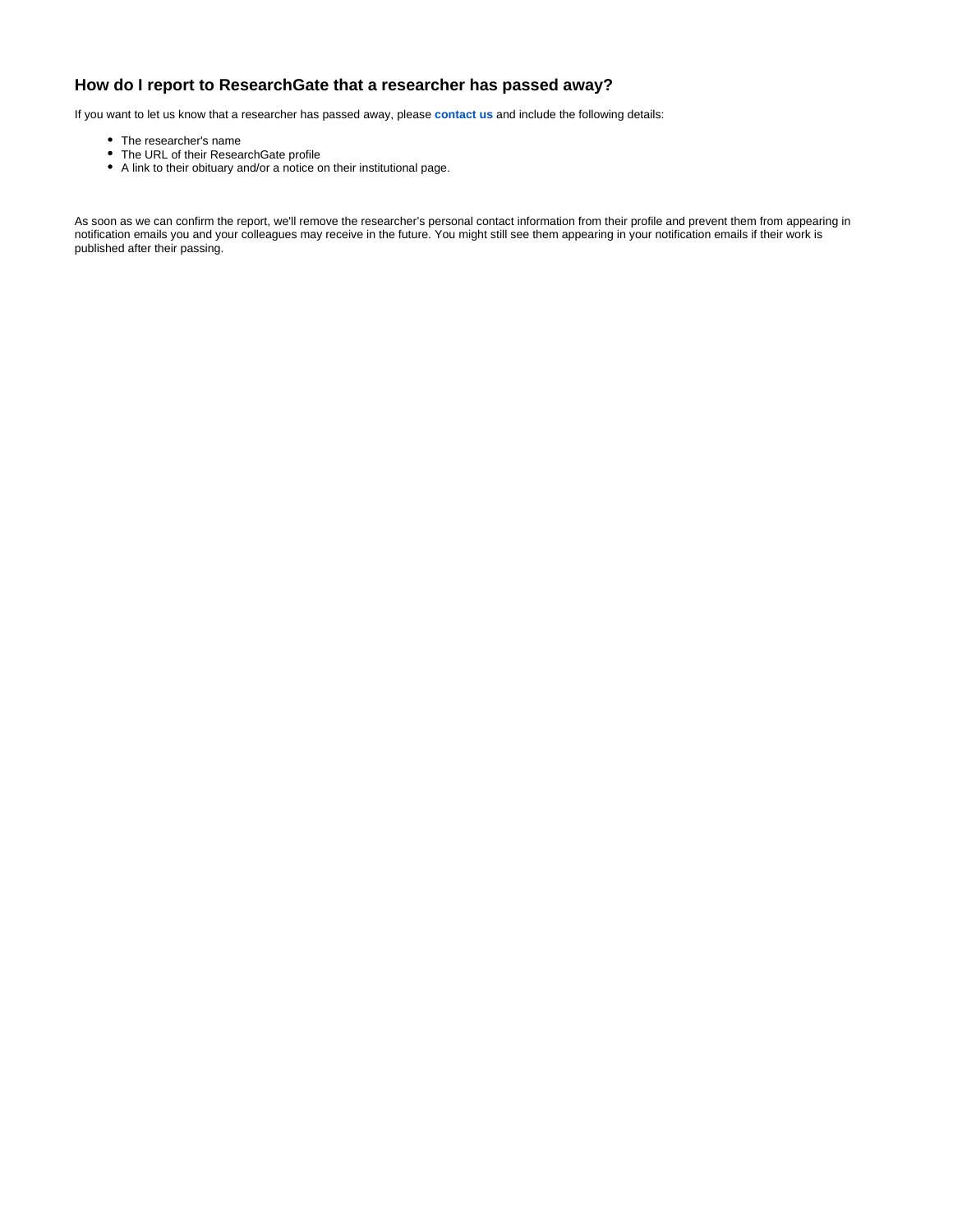## How do I report to ResearchGate that a researcher has passed away?

If you want to let us know that a researcher has passed away, please **contact us** and include the following details:

- The researcher's name
- The URL of their ResearchGate profile
- A link to their obituary and/or a notice on their institutional page.

As soon as we can confirm the report, we'll remove the researcher's personal contact information from their profile and prevent them from appearing in notification emails you and your colleagues may receive in the future. You might still see them appearing in your notification emails if their work is published after their passing.